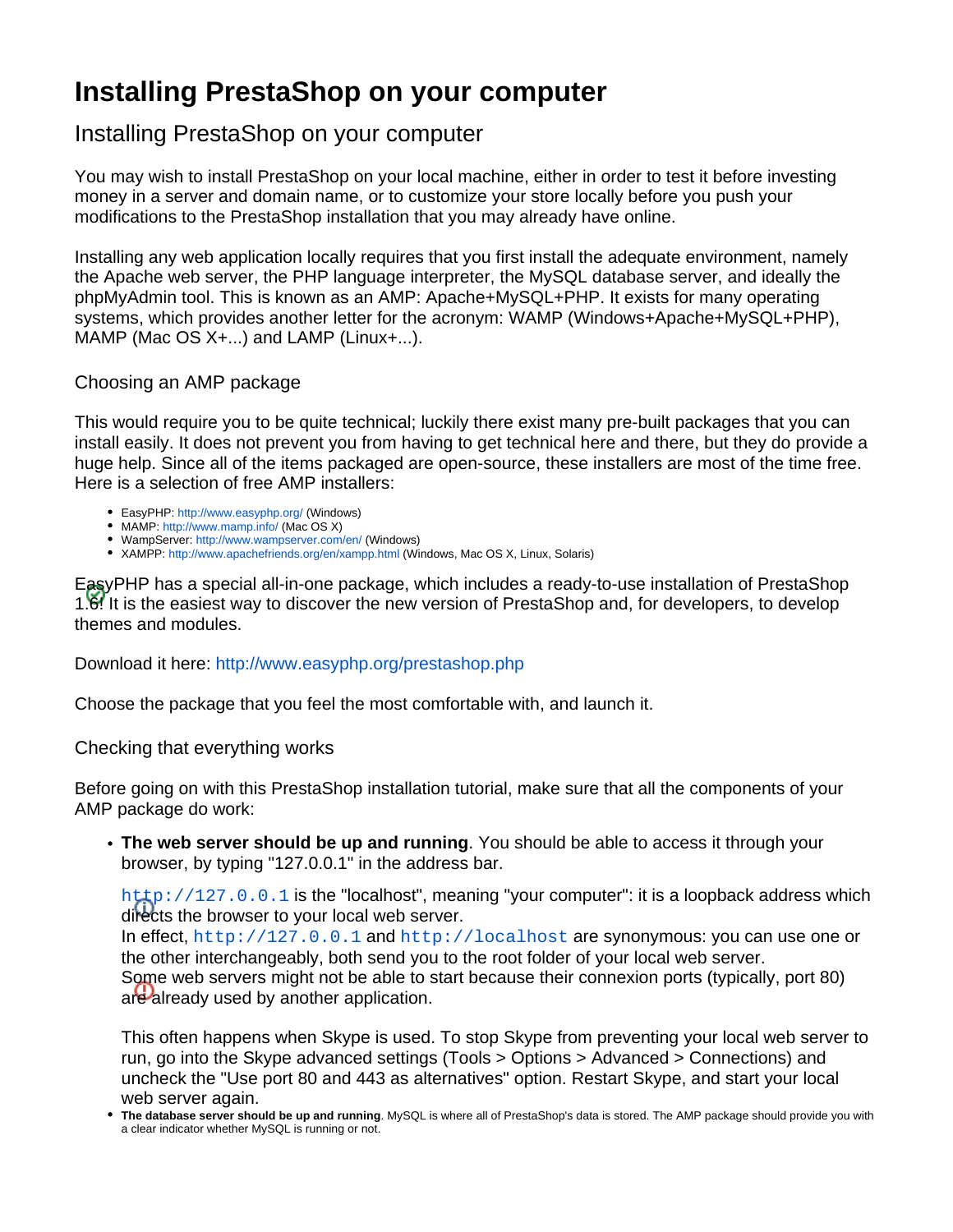# Installing PrestaShop on your computer

## Installing PrestaShop on your computer

You may wish to install PrestaShop on your local machine, either in order to test it before investing money in a server and domain name, or to customize your store locally before you push your modifications to the PrestaShop installation that you may already have online.

Installing any web application locally requires that you first install the adequate environment, namely the Apache web server, the PHP language interpreter, the MySQL database server, and ideally the phpMyAdmin tool. This is known as an AMP: Apache+MySQL+PHP. It exists for many operating systems, which provides another letter for the acronym: WAMP (Windows+Apache+MySQL+PHP), MAMP (Mac OS X+...) and LAMP (Linux+...).

### Choosing an AMP package

This would require you to be quite technical; luckily there exist many pre-built packages that you can install easily. It does not prevent you from having to get technical here and there, but they do provide a huge help. Since all of the items packaged are open-source, these installers are most of the time free. Here is a selection of free AMP installers:

- EasyPHP: http://www.easyphp.org/ (Windows)
- MAMP: http://www.mamp.info/ (Mac OS X)
- WampServer: http://www.wampserver.com/en/ (Windows)
- XAMPP: http://www.apachefriends.org/en/xampp.html (Windows, Mac OS X, Linux, Solaris)

EasyPHP has a special all-in-one package, which includes a ready-to-use installation of PrestaShop 1.6! It is the easiest way to discover the new version of PrestaShop and, for developers, to develop themes and modules.

Download it here: http://www.easyphp.org/prestashop.php

Choose the package that you feel the most comfortable with, and launch it.

### Checking that everything works

Before going on with this PrestaShop installation tutorial, make sure that all the components of your AMP package do work:

- **The web server should be up and running**. You should be able to access it through your browser, by typing "127.0.0.1" in the address bar.

  `http://127.0.0.1` is the "localhost", meaning "your computer": it is a loopback address which directs the browser to your local web server.
  In effect, `http://127.0.0.1` and `http://localhost` are synonymous: you can use one or the other interchangeably, both send you to the root folder of your local web server.
  Some web servers might not be able to start because their connexion ports (typically, port 80) are already used by another application.

  This often happens when Skype is used. To stop Skype from preventing your local web server to run, go into the Skype advanced settings (Tools > Options > Advanced > Connections) and uncheck the "Use port 80 and 443 as alternatives" option. Restart Skype, and start your local web server again.
- **The database server should be up and running**. MySQL is where all of PrestaShop's data is stored. The AMP package should provide you with a clear indicator whether MySQL is running or not.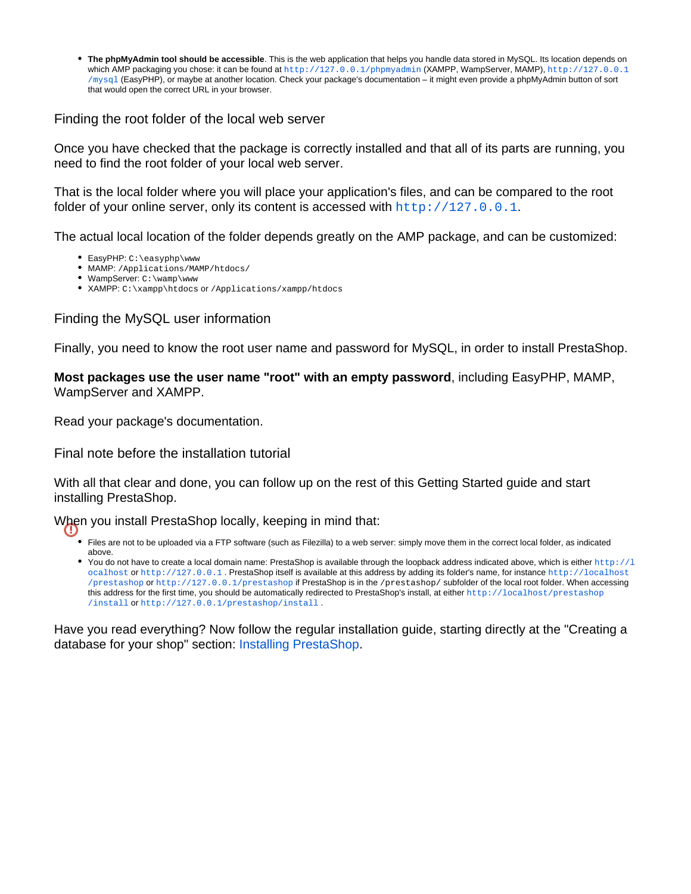- **The phpMyAdmin tool should be accessible**. This is the web application that helps you handle data stored in MySQL. Its location depends on which AMP packaging you chose: it can be found at `http://127.0.0.1/phpmyadmin` (XAMPP, WampServer, MAMP), `http://127.0.0.1/mysql` (EasyPHP), or maybe at another location. Check your package's documentation – it might even provide a phpMyAdmin button of sort that would open the correct URL in your browser.

## Finding the root folder of the local web server

Once you have checked that the package is correctly installed and that all of its parts are running, you need to find the root folder of your local web server.

That is the local folder where you will place your application's files, and can be compared to the root folder of your online server, only its content is accessed with `http://127.0.0.1`.

The actual local location of the folder depends greatly on the AMP package, and can be customized:

- EasyPHP: `C:\easyphp\www`
- MAMP: `/Applications/MAMP/htdocs/`
- WampServer: `C:\wamp\www`
- XAMPP: `C:\xampp\htdocs` or `/Applications/xampp/htdocs`

## Finding the MySQL user information

Finally, you need to know the root user name and password for MySQL, in order to install PrestaShop.

**Most packages use the user name "root" with an empty password**, including EasyPHP, MAMP, WampServer and XAMPP.

Read your package's documentation.

## Final note before the installation tutorial

With all that clear and done, you can follow up on the rest of this Getting Started guide and start installing PrestaShop.

When you install PrestaShop locally, keeping in mind that:

- Files are not to be uploaded via a FTP software (such as Filezilla) to a web server: simply move them in the correct local folder, as indicated above.
- You do not have to create a local domain name: PrestaShop is available through the loopback address indicated above, which is either `http://localhost` or `http://127.0.0.1` . PrestaShop itself is available at this address by adding its folder's name, for instance `http://localhost/prestashop` or `http://127.0.0.1/prestashop` if PrestaShop is in the `/prestashop/` subfolder of the local root folder. When accessing this address for the first time, you should be automatically redirected to PrestaShop's install, at either `http://localhost/prestashop/install` or `http://127.0.0.1/prestashop/install` .

Have you read everything? Now follow the regular installation guide, starting directly at the "Creating a database for your shop" section: Installing PrestaShop.